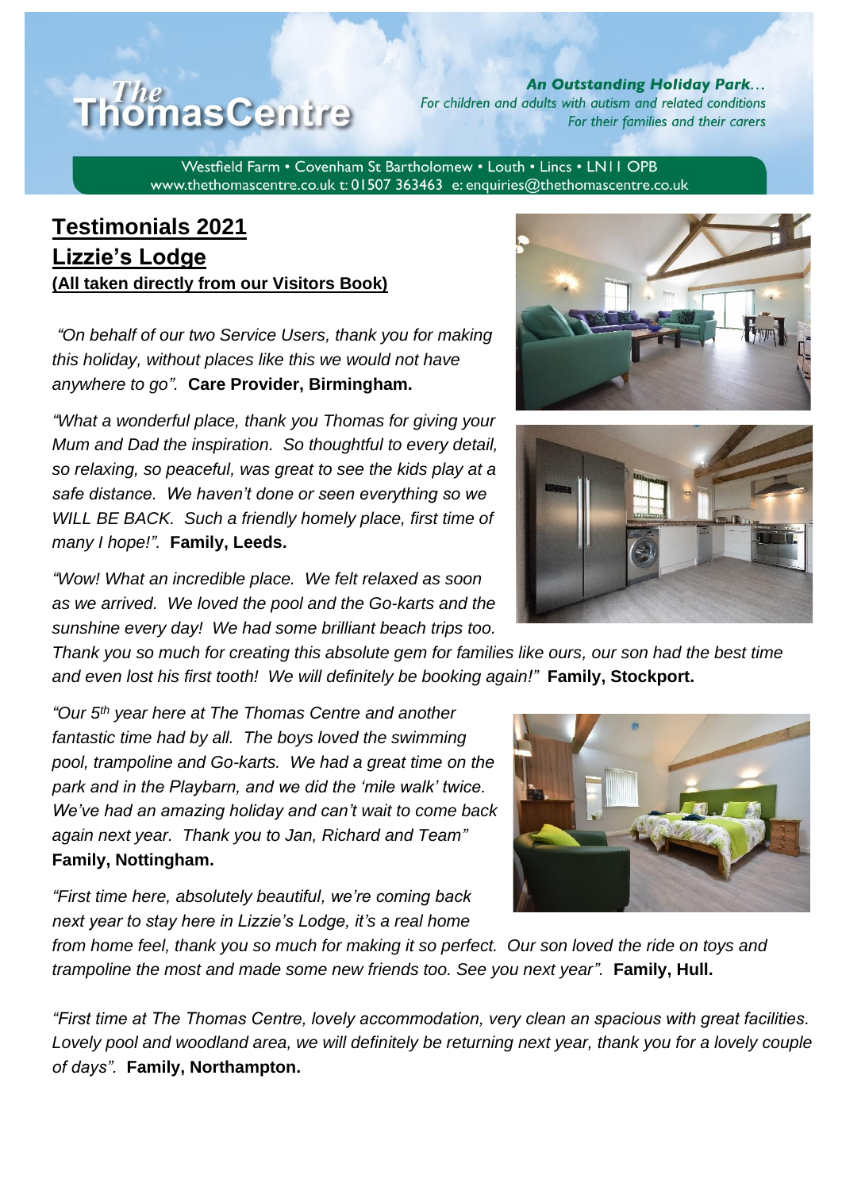# The ThomasCentre

**An Outstanding Holiday Park…**
*For children and adults with autism and related conditions*
*For their families and their carers*

Westfield Farm • Covenham St Bartholomew • Louth • Lincs • LN11 0PB
www.thethomascentre.co.uk t: 01507 363463 e: enquiries@thethomascentre.co.uk

## Testimonials 2021

## Lizzie's Lodge

**(All taken directly from our Visitors Book)**

*"On behalf of our two Service Users, thank you for making this holiday, without places like this we would not have anywhere to go".* **Care Provider, Birmingham.**

*"What a wonderful place, thank you Thomas for giving your Mum and Dad the inspiration. So thoughtful to every detail, so relaxing, so peaceful, was great to see the kids play at a safe distance. We haven't done or seen everything so we WILL BE BACK. Such a friendly homely place, first time of many I hope!".* **Family, Leeds.**

*"Wow! What an incredible place. We felt relaxed as soon as we arrived. We loved the pool and the Go-karts and the sunshine every day! We had some brilliant beach trips too. Thank you so much for creating this absolute gem for families like ours, our son had the best time and even lost his first tooth! We will definitely be booking again!"* **Family, Stockport.**

*"Our 5th year here at The Thomas Centre and another fantastic time had by all. The boys loved the swimming pool, trampoline and Go-karts. We had a great time on the park and in the Playbarn, and we did the 'mile walk' twice. We've had an amazing holiday and can't wait to come back again next year. Thank you to Jan, Richard and Team"* **Family, Nottingham.**

*"First time here, absolutely beautiful, we're coming back next year to stay here in Lizzie's Lodge, it's a real home from home feel, thank you so much for making it so perfect. Our son loved the ride on toys and trampoline the most and made some new friends too. See you next year".* **Family, Hull.**

*"First time at The Thomas Centre, lovely accommodation, very clean an spacious with great facilities. Lovely pool and woodland area, we will definitely be returning next year, thank you for a lovely couple of days".* **Family, Northampton.**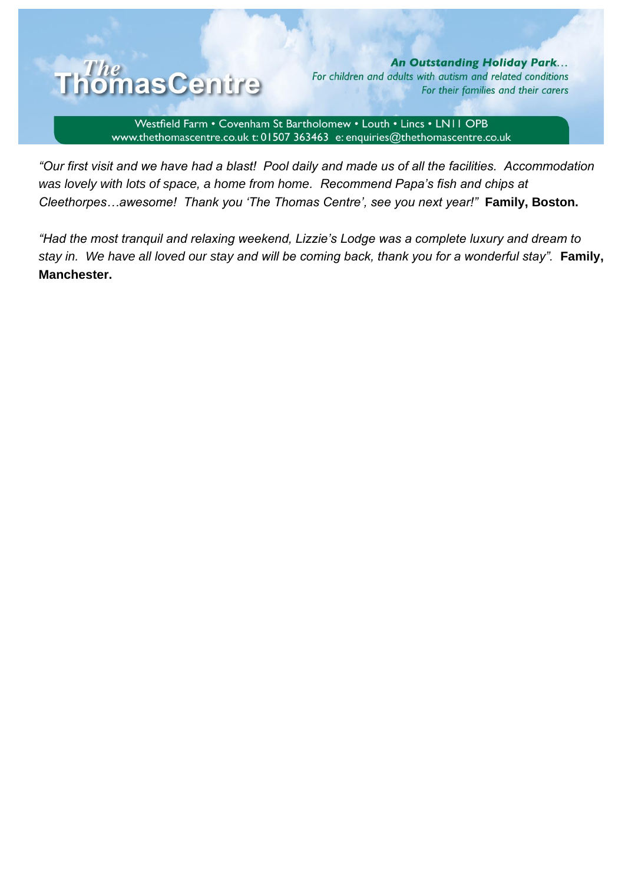# The ThomasCentre

**An Outstanding Holiday Park…**
*For children and adults with autism and related conditions*
*For their families and their carers*

Westfield Farm • Covenham St Bartholomew • Louth • Lincs • LN11 OPB
www.thethomascentre.co.uk t: 01507 363463 e: enquiries@thethomascentre.co.uk

*"Our first visit and we have had a blast! Pool daily and made us of all the facilities. Accommodation was lovely with lots of space, a home from home. Recommend Papa's fish and chips at Cleethorpes…awesome! Thank you 'The Thomas Centre', see you next year!"* **Family, Boston.**

*"Had the most tranquil and relaxing weekend, Lizzie's Lodge was a complete luxury and dream to stay in. We have all loved our stay and will be coming back, thank you for a wonderful stay".* **Family, Manchester.**